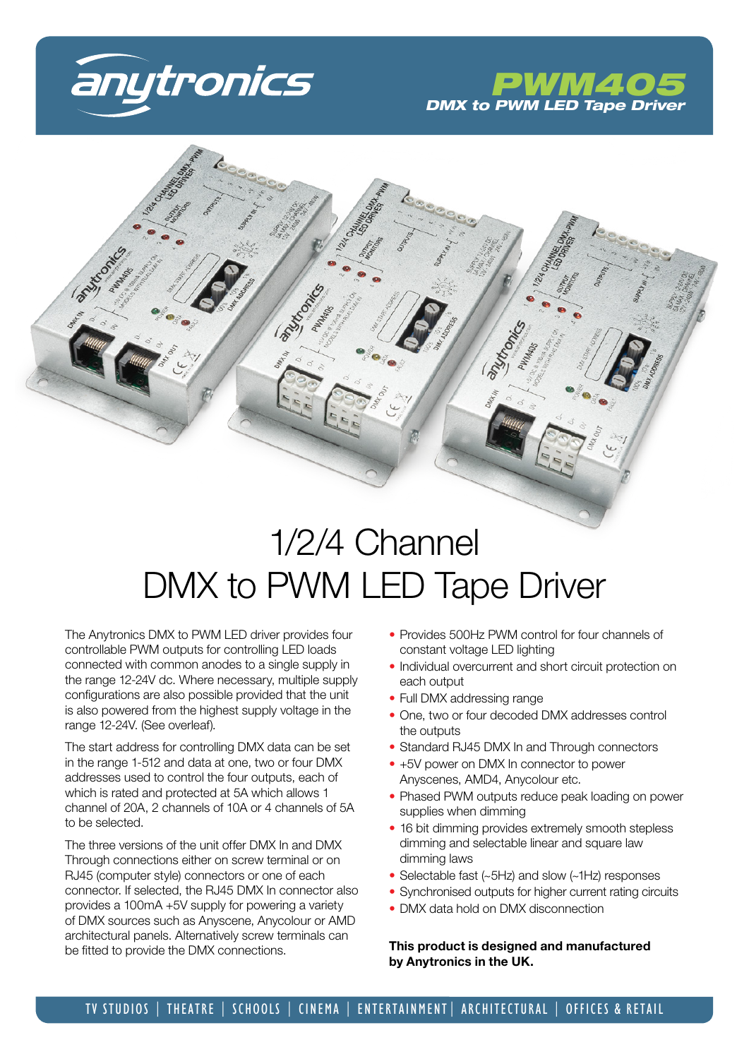anytronics

# PWM405

**DMX to PWM LED Tape Driver**

# 1/2/4 Channel DMX to PWM LED Tape Driver

The Anytronics DMX to PWM LED driver provides four controllable PWM outputs for controlling LED loads connected with common anodes to a single supply in the range 12-24V dc. Where necessary, multiple supply configurations are also possible provided that the unit is also powered from the highest supply voltage in the range 12-24V. (See overleaf).

The start address for controlling DMX data can be set in the range 1-512 and data at one, two or four DMX addresses used to control the four outputs, each of which is rated and protected at 5A which allows 1 channel of 20A, 2 channels of 10A or 4 channels of 5A to be selected.

The three versions of the unit offer DMX In and DMX Through connections either on screw terminal or on RJ45 (computer style) connectors or one of each connector. If selected, the RJ45 DMX In connector also provides a 100mA +5V supply for powering a variety of DMX sources such as Anyscene, Anycolour or AMD architectural panels. Alternatively screw terminals can be fitted to provide the DMX connections.

- Provides 500Hz PWM control for four channels of constant voltage LED lighting
- Individual overcurrent and short circuit protection on each output
- Full DMX addressing range
- One, two or four decoded DMX addresses control the outputs
- Standard RJ45 DMX In and Through connectors
- +5V power on DMX In connector to power Anyscenes, AMD4, Anycolour etc.
- Phased PWM outputs reduce peak loading on power supplies when dimming
- 16 bit dimming provides extremely smooth stepless dimming and selectable linear and square law dimming laws
- Selectable fast (~5Hz) and slow (~1Hz) responses
- Synchronised outputs for higher current rating circuits
- DMX data hold on DMX disconnection

**This product is designed and manufactured by Anytronics in the UK.**

TV STUDIOS | THEATRE | SCHOOLS | CINEMA | ENTERTAINMENT | ARCHITECTURAL | OFFICES & RETAIL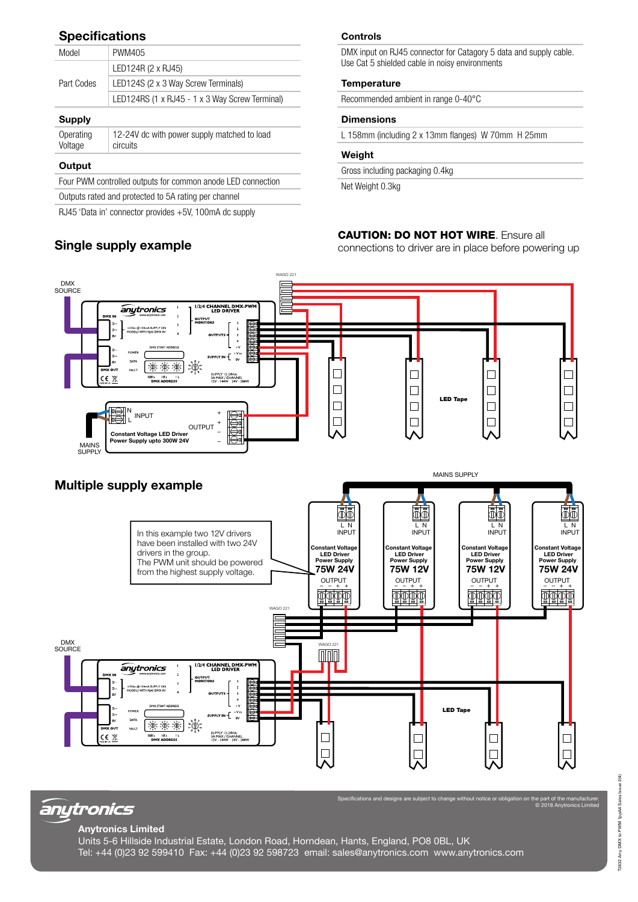## Specifications

| | |
|---|---|
| Model | PWM405 |
| Part Codes | LED124R (2 x RJ45) |
| | LED124S (2 x 3 Way Screw Terminals) |
| | LED124RS (1 x RJ45 - 1 x 3 Way Screw Terminal) |

### Supply

| | |
|---|---|
| Operating Voltage | 12-24V dc with power supply matched to load circuits |

### Output

Four PWM controlled outputs for common anode LED connection

Outputs rated and protected to 5A rating per channel

RJ45 'Data in' connector provides +5V, 100mA dc supply

### Controls

DMX input on RJ45 connector for Catagory 5 data and supply cable. Use Cat 5 shielded cable in noisy environments

### Temperature

Recommended ambient in range 0-40°C

### Dimensions

L 158mm (including 2 x 13mm flanges) W 70mm H 25mm

### Weight

Gross including packaging 0.4kg

Net Weight 0.3kg

## Single supply example

**CAUTION: DO NOT HOT WIRE**. Ensure all connections to driver are in place before powering up

WAGO 221

DMX SOURCE

LED Tape

N
INPUT
L

OUTPUT

Constant Voltage LED Driver
Power Supply upto 300W 24V

MAINS SUPPLY

## Multiple supply example

MAINS SUPPLY

In this example two 12V drivers have been installed with two 24V drivers in the group.
The PWM unit should be powered from the highest supply voltage.

Constant Voltage LED Driver Power Supply 75W 24V

Constant Voltage LED Driver Power Supply 75W 12V

Constant Voltage LED Driver Power Supply 75W 12V

Constant Voltage LED Driver Power Supply 75W 24V

WAGO 221

DMX SOURCE

LED Tape

Specifications and designs are subject to change without notice or obligation on the part of the manufacturer.
© 2018 Anytronics Limited

**Anytronics Limited**
Units 5-6 Hillside Industrial Estate, London Road, Horndean, Hants, England, PO8 0BL, UK
Tel: +44 (0)23 92 599410 Fax: +44 (0)23 92 598723 email: sales@anytronics.com www.anytronics.com